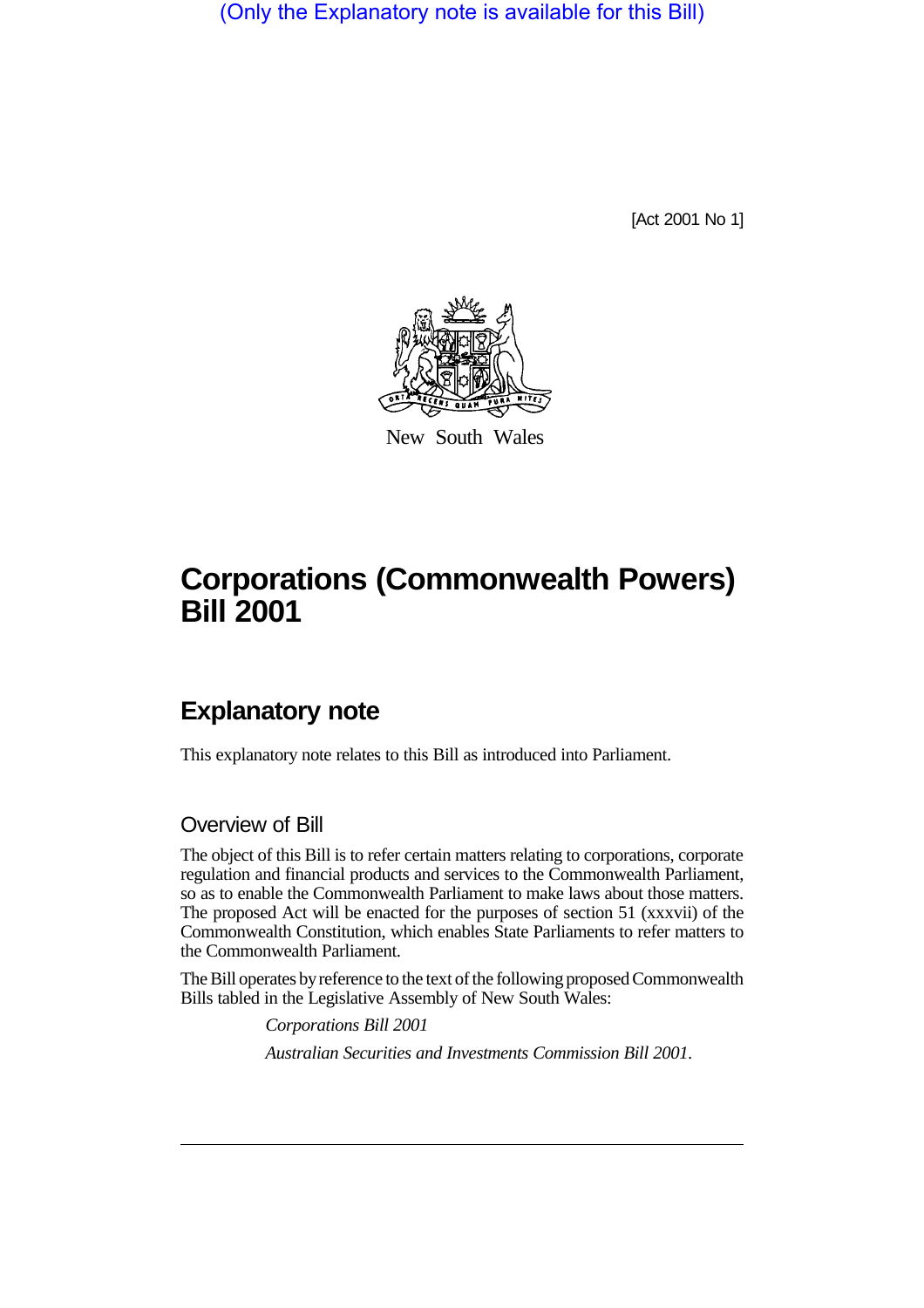(Only the Explanatory note is available for this Bill)

[Act 2001 No 1]

New South Wales

# Corporations (Commonwealth Powers) Bill 2001

## Explanatory note

This explanatory note relates to this Bill as introduced into Parliament.

### Overview of Bill

The object of this Bill is to refer certain matters relating to corporations, corporate regulation and financial products and services to the Commonwealth Parliament, so as to enable the Commonwealth Parliament to make laws about those matters. The proposed Act will be enacted for the purposes of section 51 (xxxvii) of the Commonwealth Constitution, which enables State Parliaments to refer matters to the Commonwealth Parliament.

The Bill operates by reference to the text of the following proposed Commonwealth Bills tabled in the Legislative Assembly of New South Wales:

*Corporations Bill 2001*

*Australian Securities and Investments Commission Bill 2001*.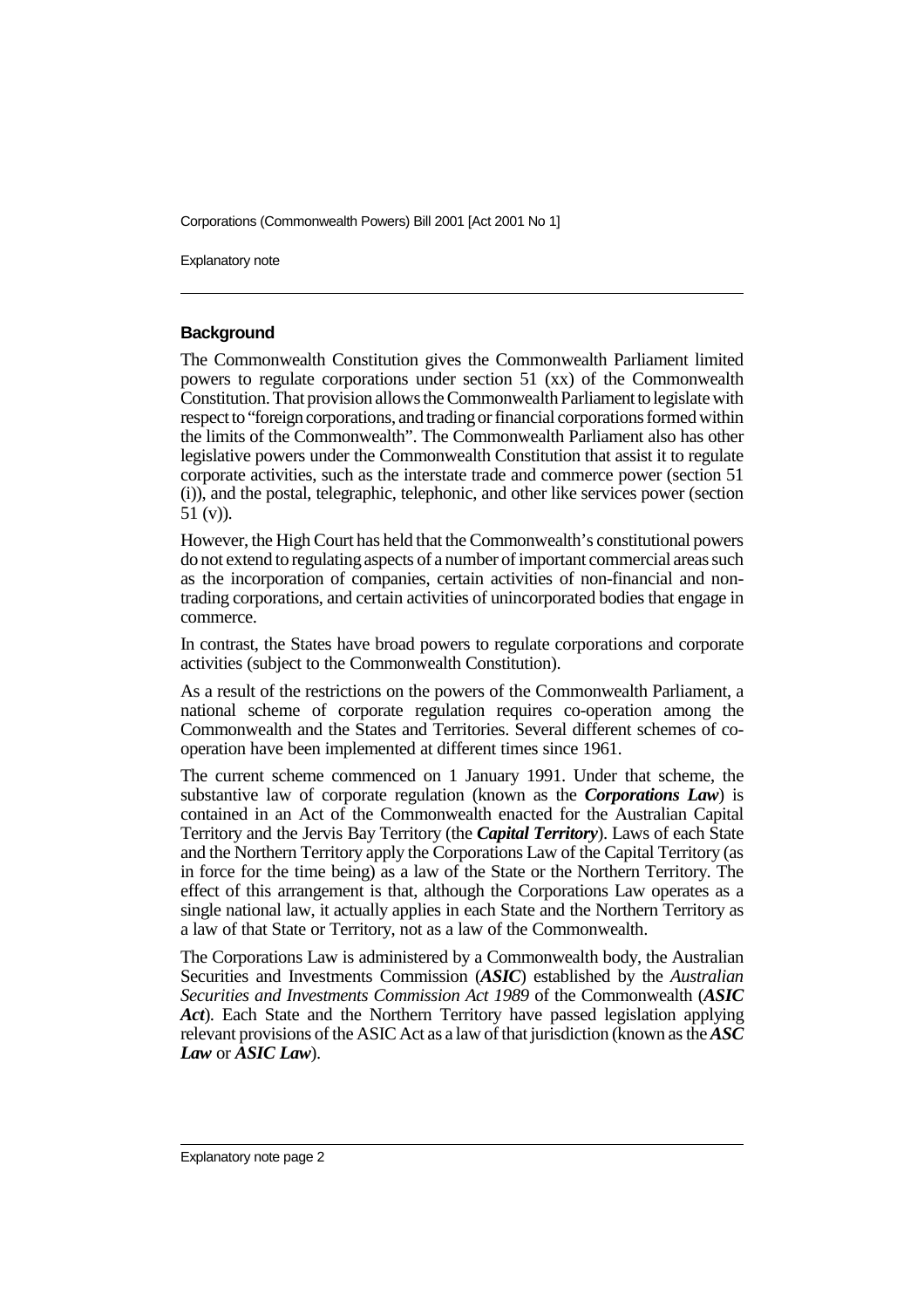### Background

The Commonwealth Constitution gives the Commonwealth Parliament limited powers to regulate corporations under section 51 (xx) of the Commonwealth Constitution. That provision allows the Commonwealth Parliament to legislate with respect to "foreign corporations, and trading or financial corporations formed within the limits of the Commonwealth". The Commonwealth Parliament also has other legislative powers under the Commonwealth Constitution that assist it to regulate corporate activities, such as the interstate trade and commerce power (section 51 (i)), and the postal, telegraphic, telephonic, and other like services power (section 51 (v)).

However, the High Court has held that the Commonwealth's constitutional powers do not extend to regulating aspects of a number of important commercial areas such as the incorporation of companies, certain activities of non-financial and non-trading corporations, and certain activities of unincorporated bodies that engage in commerce.

In contrast, the States have broad powers to regulate corporations and corporate activities (subject to the Commonwealth Constitution).

As a result of the restrictions on the powers of the Commonwealth Parliament, a national scheme of corporate regulation requires co-operation among the Commonwealth and the States and Territories. Several different schemes of co-operation have been implemented at different times since 1961.

The current scheme commenced on 1 January 1991. Under that scheme, the substantive law of corporate regulation (known as the ***Corporations Law***) is contained in an Act of the Commonwealth enacted for the Australian Capital Territory and the Jervis Bay Territory (the ***Capital Territory***). Laws of each State and the Northern Territory apply the Corporations Law of the Capital Territory (as in force for the time being) as a law of the State or the Northern Territory. The effect of this arrangement is that, although the Corporations Law operates as a single national law, it actually applies in each State and the Northern Territory as a law of that State or Territory, not as a law of the Commonwealth.

The Corporations Law is administered by a Commonwealth body, the Australian Securities and Investments Commission (***ASIC***) established by the *Australian Securities and Investments Commission Act 1989* of the Commonwealth (***ASIC Act***). Each State and the Northern Territory have passed legislation applying relevant provisions of the ASIC Act as a law of that jurisdiction (known as the ***ASC Law*** or ***ASIC Law***).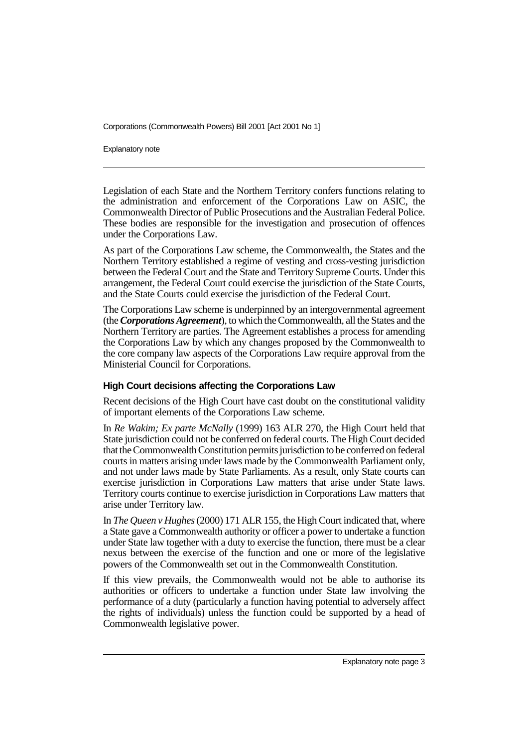Legislation of each State and the Northern Territory confers functions relating to the administration and enforcement of the Corporations Law on ASIC, the Commonwealth Director of Public Prosecutions and the Australian Federal Police. These bodies are responsible for the investigation and prosecution of offences under the Corporations Law.

As part of the Corporations Law scheme, the Commonwealth, the States and the Northern Territory established a regime of vesting and cross-vesting jurisdiction between the Federal Court and the State and Territory Supreme Courts. Under this arrangement, the Federal Court could exercise the jurisdiction of the State Courts, and the State Courts could exercise the jurisdiction of the Federal Court.

The Corporations Law scheme is underpinned by an intergovernmental agreement (the ***Corporations Agreement***), to which the Commonwealth, all the States and the Northern Territory are parties. The Agreement establishes a process for amending the Corporations Law by which any changes proposed by the Commonwealth to the core company law aspects of the Corporations Law require approval from the Ministerial Council for Corporations.

### High Court decisions affecting the Corporations Law

Recent decisions of the High Court have cast doubt on the constitutional validity of important elements of the Corporations Law scheme.

In *Re Wakim; Ex parte McNally* (1999) 163 ALR 270, the High Court held that State jurisdiction could not be conferred on federal courts. The High Court decided that the Commonwealth Constitution permits jurisdiction to be conferred on federal courts in matters arising under laws made by the Commonwealth Parliament only, and not under laws made by State Parliaments. As a result, only State courts can exercise jurisdiction in Corporations Law matters that arise under State laws. Territory courts continue to exercise jurisdiction in Corporations Law matters that arise under Territory law.

In *The Queen v Hughes* (2000) 171 ALR 155, the High Court indicated that, where a State gave a Commonwealth authority or officer a power to undertake a function under State law together with a duty to exercise the function, there must be a clear nexus between the exercise of the function and one or more of the legislative powers of the Commonwealth set out in the Commonwealth Constitution.

If this view prevails, the Commonwealth would not be able to authorise its authorities or officers to undertake a function under State law involving the performance of a duty (particularly a function having potential to adversely affect the rights of individuals) unless the function could be supported by a head of Commonwealth legislative power.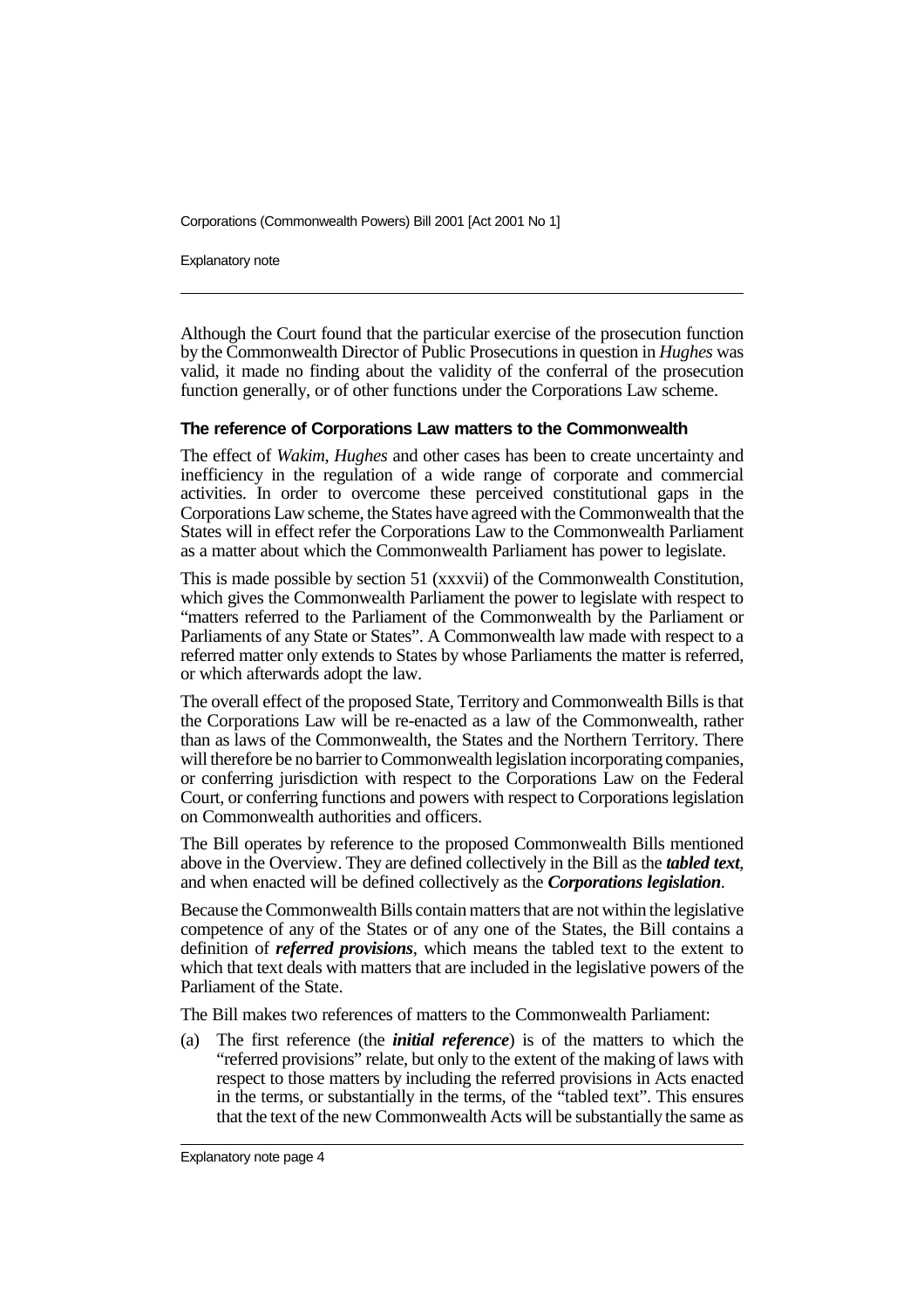Although the Court found that the particular exercise of the prosecution function by the Commonwealth Director of Public Prosecutions in question in *Hughes* was valid, it made no finding about the validity of the conferral of the prosecution function generally, or of other functions under the Corporations Law scheme.

### The reference of Corporations Law matters to the Commonwealth

The effect of *Wakim*, *Hughes* and other cases has been to create uncertainty and inefficiency in the regulation of a wide range of corporate and commercial activities. In order to overcome these perceived constitutional gaps in the Corporations Law scheme, the States have agreed with the Commonwealth that the States will in effect refer the Corporations Law to the Commonwealth Parliament as a matter about which the Commonwealth Parliament has power to legislate.

This is made possible by section 51 (xxxvii) of the Commonwealth Constitution, which gives the Commonwealth Parliament the power to legislate with respect to "matters referred to the Parliament of the Commonwealth by the Parliament or Parliaments of any State or States". A Commonwealth law made with respect to a referred matter only extends to States by whose Parliaments the matter is referred, or which afterwards adopt the law.

The overall effect of the proposed State, Territory and Commonwealth Bills is that the Corporations Law will be re-enacted as a law of the Commonwealth, rather than as laws of the Commonwealth, the States and the Northern Territory. There will therefore be no barrier to Commonwealth legislation incorporating companies, or conferring jurisdiction with respect to the Corporations Law on the Federal Court, or conferring functions and powers with respect to Corporations legislation on Commonwealth authorities and officers.

The Bill operates by reference to the proposed Commonwealth Bills mentioned above in the Overview. They are defined collectively in the Bill as the ***tabled text***, and when enacted will be defined collectively as the ***Corporations legislation***.

Because the Commonwealth Bills contain matters that are not within the legislative competence of any of the States or of any one of the States, the Bill contains a definition of ***referred provisions***, which means the tabled text to the extent to which that text deals with matters that are included in the legislative powers of the Parliament of the State.

The Bill makes two references of matters to the Commonwealth Parliament:

(a) The first reference (the ***initial reference***) is of the matters to which the "referred provisions" relate, but only to the extent of the making of laws with respect to those matters by including the referred provisions in Acts enacted in the terms, or substantially in the terms, of the "tabled text". This ensures that the text of the new Commonwealth Acts will be substantially the same as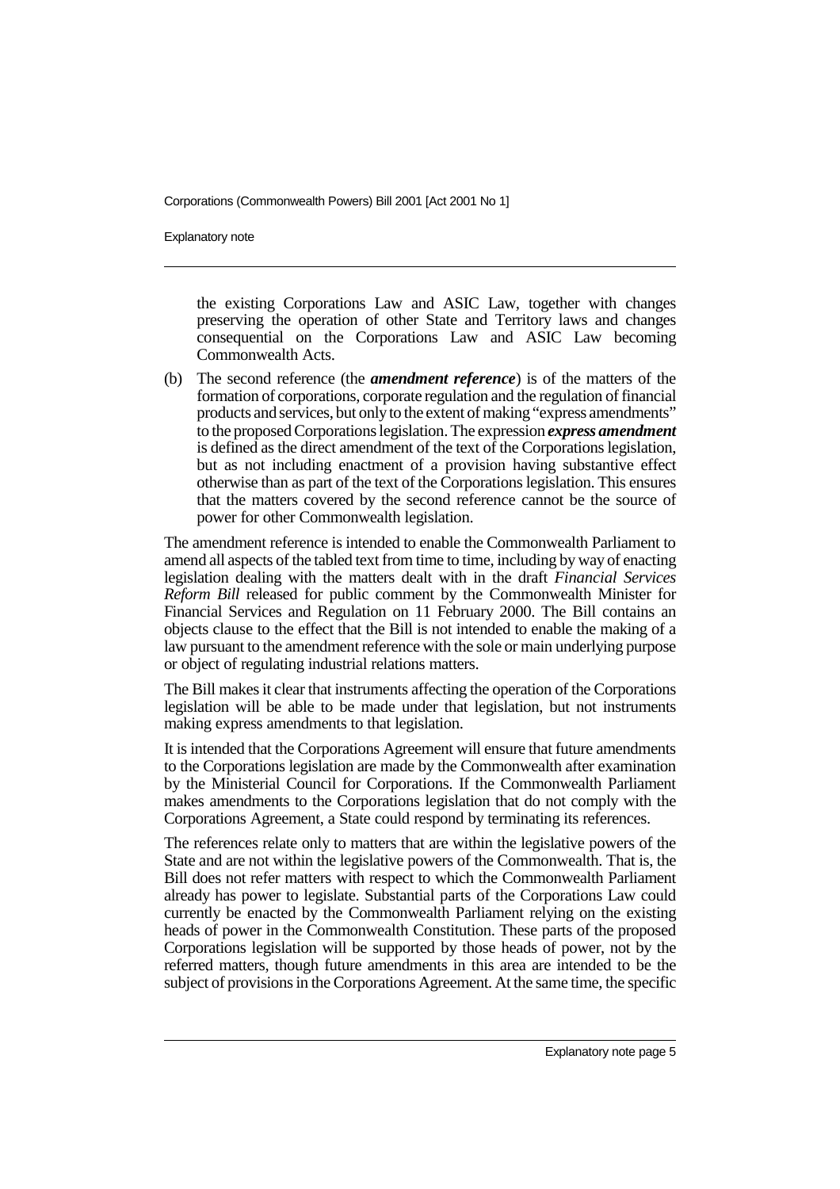the existing Corporations Law and ASIC Law, together with changes preserving the operation of other State and Territory laws and changes consequential on the Corporations Law and ASIC Law becoming Commonwealth Acts.

(b) The second reference (the ***amendment reference***) is of the matters of the formation of corporations, corporate regulation and the regulation of financial products and services, but only to the extent of making "express amendments" to the proposed Corporations legislation. The expression ***express amendment*** is defined as the direct amendment of the text of the Corporations legislation, but as not including enactment of a provision having substantive effect otherwise than as part of the text of the Corporations legislation. This ensures that the matters covered by the second reference cannot be the source of power for other Commonwealth legislation.

The amendment reference is intended to enable the Commonwealth Parliament to amend all aspects of the tabled text from time to time, including by way of enacting legislation dealing with the matters dealt with in the draft *Financial Services Reform Bill* released for public comment by the Commonwealth Minister for Financial Services and Regulation on 11 February 2000. The Bill contains an objects clause to the effect that the Bill is not intended to enable the making of a law pursuant to the amendment reference with the sole or main underlying purpose or object of regulating industrial relations matters.

The Bill makes it clear that instruments affecting the operation of the Corporations legislation will be able to be made under that legislation, but not instruments making express amendments to that legislation.

It is intended that the Corporations Agreement will ensure that future amendments to the Corporations legislation are made by the Commonwealth after examination by the Ministerial Council for Corporations. If the Commonwealth Parliament makes amendments to the Corporations legislation that do not comply with the Corporations Agreement, a State could respond by terminating its references.

The references relate only to matters that are within the legislative powers of the State and are not within the legislative powers of the Commonwealth. That is, the Bill does not refer matters with respect to which the Commonwealth Parliament already has power to legislate. Substantial parts of the Corporations Law could currently be enacted by the Commonwealth Parliament relying on the existing heads of power in the Commonwealth Constitution. These parts of the proposed Corporations legislation will be supported by those heads of power, not by the referred matters, though future amendments in this area are intended to be the subject of provisions in the Corporations Agreement. At the same time, the specific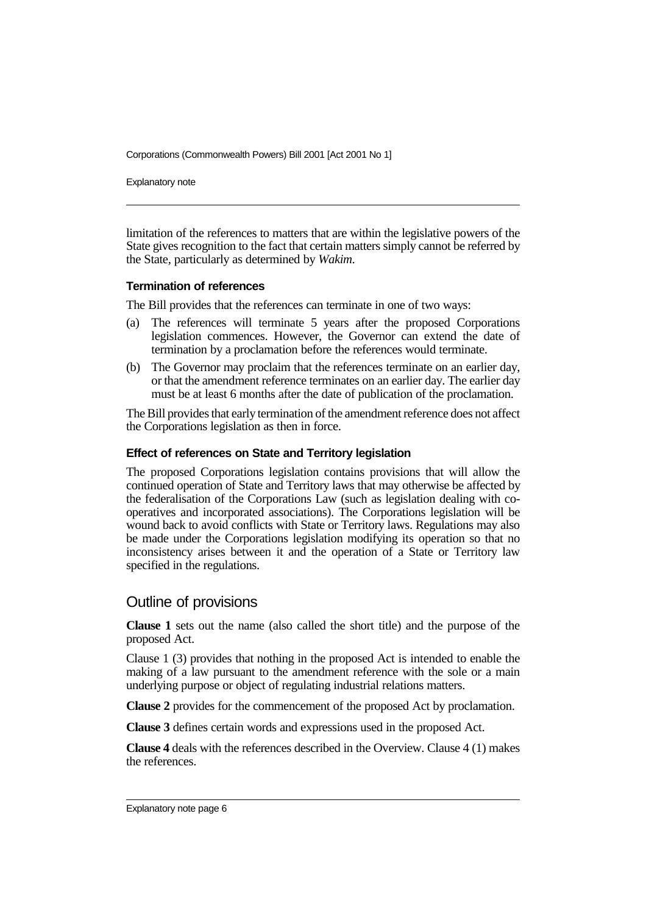limitation of the references to matters that are within the legislative powers of the State gives recognition to the fact that certain matters simply cannot be referred by the State, particularly as determined by *Wakim*.

### Termination of references

The Bill provides that the references can terminate in one of two ways:

(a) The references will terminate 5 years after the proposed Corporations legislation commences. However, the Governor can extend the date of termination by a proclamation before the references would terminate.

(b) The Governor may proclaim that the references terminate on an earlier day, or that the amendment reference terminates on an earlier day. The earlier day must be at least 6 months after the date of publication of the proclamation.

The Bill provides that early termination of the amendment reference does not affect the Corporations legislation as then in force.

### Effect of references on State and Territory legislation

The proposed Corporations legislation contains provisions that will allow the continued operation of State and Territory laws that may otherwise be affected by the federalisation of the Corporations Law (such as legislation dealing with co-operatives and incorporated associations). The Corporations legislation will be wound back to avoid conflicts with State or Territory laws. Regulations may also be made under the Corporations legislation modifying its operation so that no inconsistency arises between it and the operation of a State or Territory law specified in the regulations.

## Outline of provisions

**Clause 1** sets out the name (also called the short title) and the purpose of the proposed Act.

Clause 1 (3) provides that nothing in the proposed Act is intended to enable the making of a law pursuant to the amendment reference with the sole or a main underlying purpose or object of regulating industrial relations matters.

**Clause 2** provides for the commencement of the proposed Act by proclamation.

**Clause 3** defines certain words and expressions used in the proposed Act.

**Clause 4** deals with the references described in the Overview. Clause 4 (1) makes the references.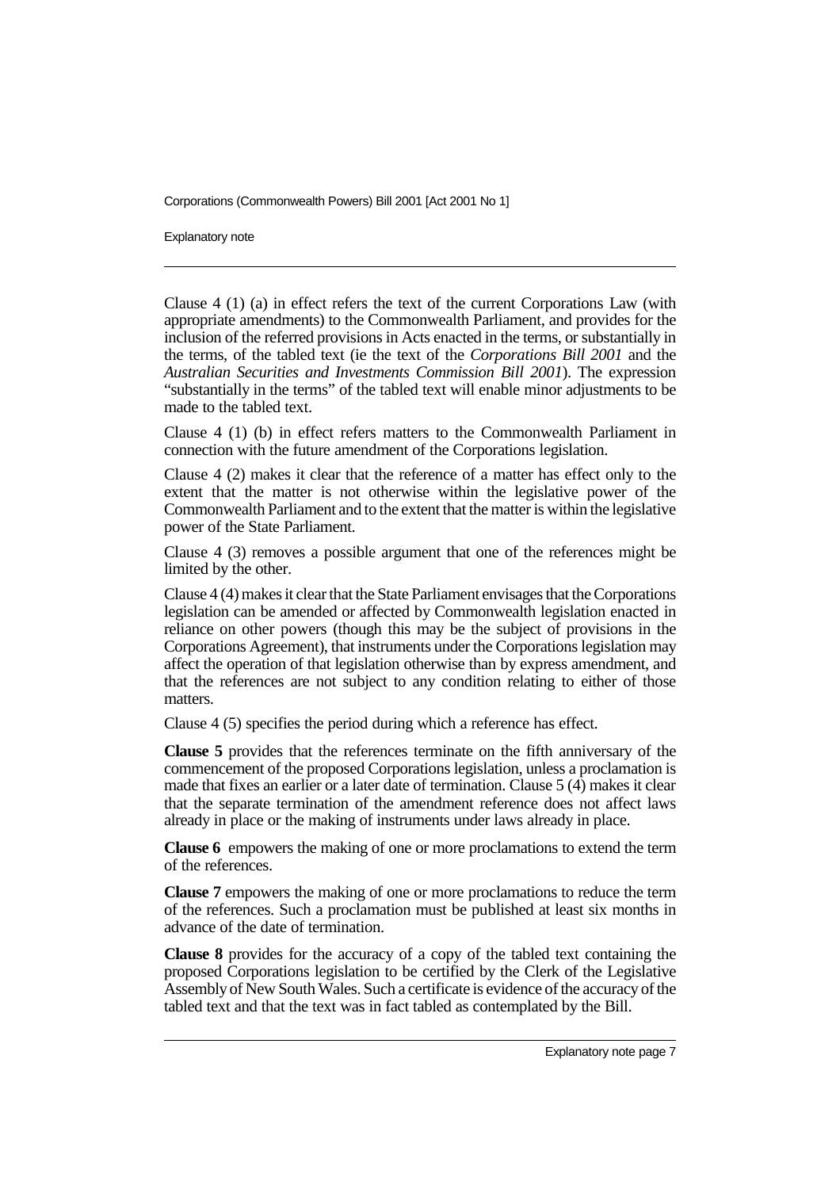Clause 4 (1) (a) in effect refers the text of the current Corporations Law (with appropriate amendments) to the Commonwealth Parliament, and provides for the inclusion of the referred provisions in Acts enacted in the terms, or substantially in the terms, of the tabled text (ie the text of the *Corporations Bill 2001* and the *Australian Securities and Investments Commission Bill 2001*). The expression "substantially in the terms" of the tabled text will enable minor adjustments to be made to the tabled text.

Clause 4 (1) (b) in effect refers matters to the Commonwealth Parliament in connection with the future amendment of the Corporations legislation.

Clause 4 (2) makes it clear that the reference of a matter has effect only to the extent that the matter is not otherwise within the legislative power of the Commonwealth Parliament and to the extent that the matter is within the legislative power of the State Parliament.

Clause 4 (3) removes a possible argument that one of the references might be limited by the other.

Clause 4 (4) makes it clear that the State Parliament envisages that the Corporations legislation can be amended or affected by Commonwealth legislation enacted in reliance on other powers (though this may be the subject of provisions in the Corporations Agreement), that instruments under the Corporations legislation may affect the operation of that legislation otherwise than by express amendment, and that the references are not subject to any condition relating to either of those matters.

Clause 4 (5) specifies the period during which a reference has effect.

**Clause 5** provides that the references terminate on the fifth anniversary of the commencement of the proposed Corporations legislation, unless a proclamation is made that fixes an earlier or a later date of termination. Clause 5 (4) makes it clear that the separate termination of the amendment reference does not affect laws already in place or the making of instruments under laws already in place.

**Clause 6** empowers the making of one or more proclamations to extend the term of the references.

**Clause 7** empowers the making of one or more proclamations to reduce the term of the references. Such a proclamation must be published at least six months in advance of the date of termination.

**Clause 8** provides for the accuracy of a copy of the tabled text containing the proposed Corporations legislation to be certified by the Clerk of the Legislative Assembly of New South Wales. Such a certificate is evidence of the accuracy of the tabled text and that the text was in fact tabled as contemplated by the Bill.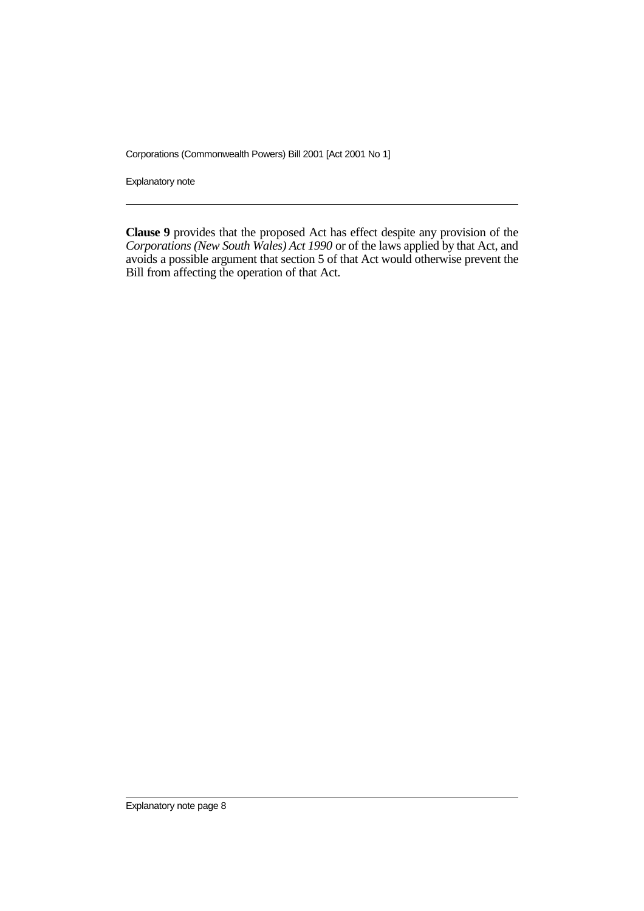**Clause 9** provides that the proposed Act has effect despite any provision of the *Corporations (New South Wales) Act 1990* or of the laws applied by that Act, and avoids a possible argument that section 5 of that Act would otherwise prevent the Bill from affecting the operation of that Act.